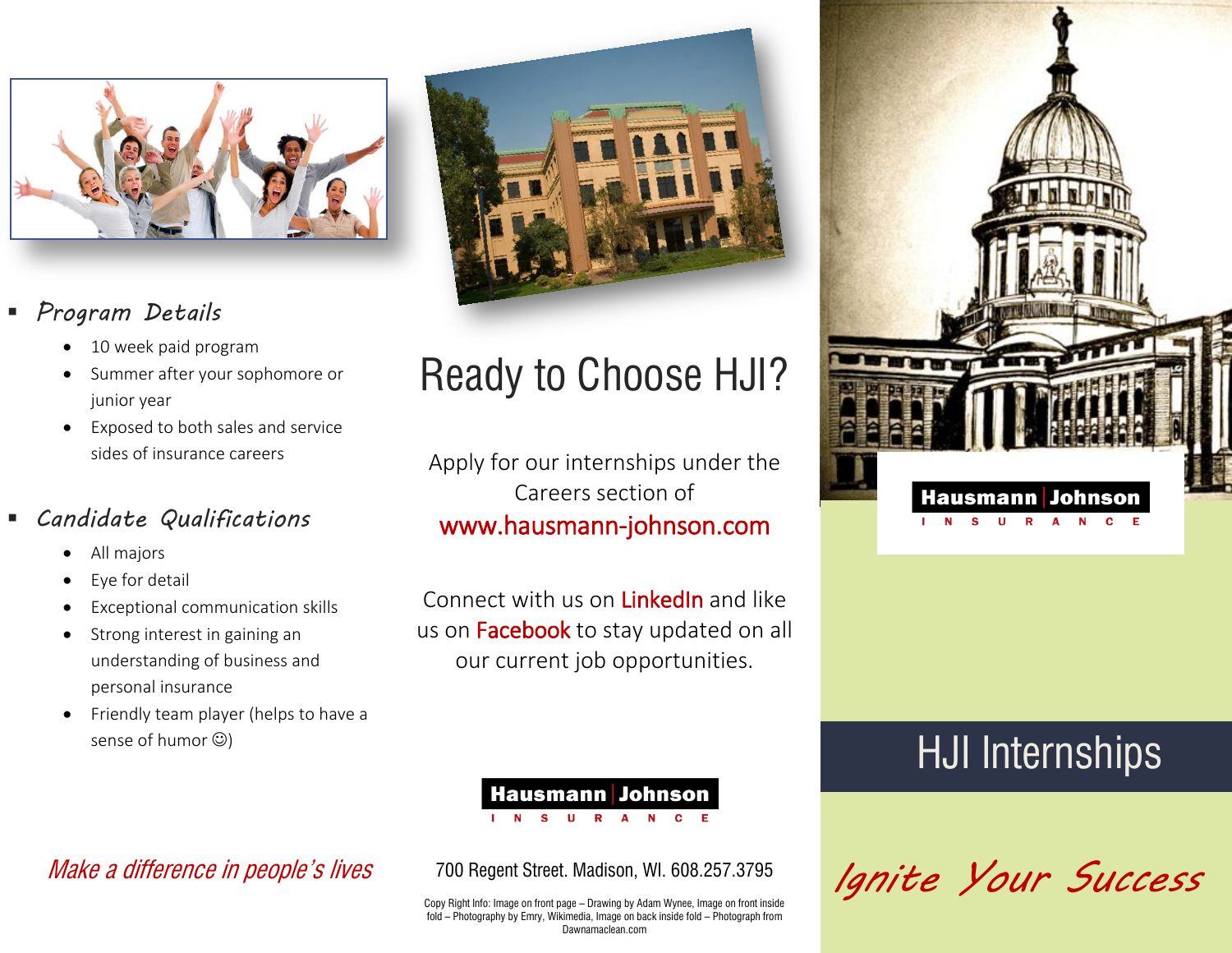## Program Details

- 10 week paid program
- Summer after your sophomore or junior year
- Exposed to both sales and service sides of insurance careers

## Candidate Qualifications

- All majors
- Eye for detail
- Exceptional communication skills
- Strong interest in gaining an understanding of business and personal insurance
- Friendly team player (helps to have a sense of humor ☺)

*Make a difference in people's lives*

# Ready to Choose HJI?

Apply for our internships under the Careers section of www.hausmann-johnson.com

Connect with us on LinkedIn and like us on Facebook to stay updated on all our current job opportunities.

**Hausmann | Johnson**
INSURANCE

700 Regent Street. Madison, WI. 608.257.3795

Copy Right Info: Image on front page – Drawing by Adam Wynee, Image on front inside fold – Photography by Emry, Wikimedia, Image on back inside fold – Photograph from Dawnamaclean.com

**Hausmann | Johnson**
INSURANCE

# HJI Internships

*Ignite Your Success*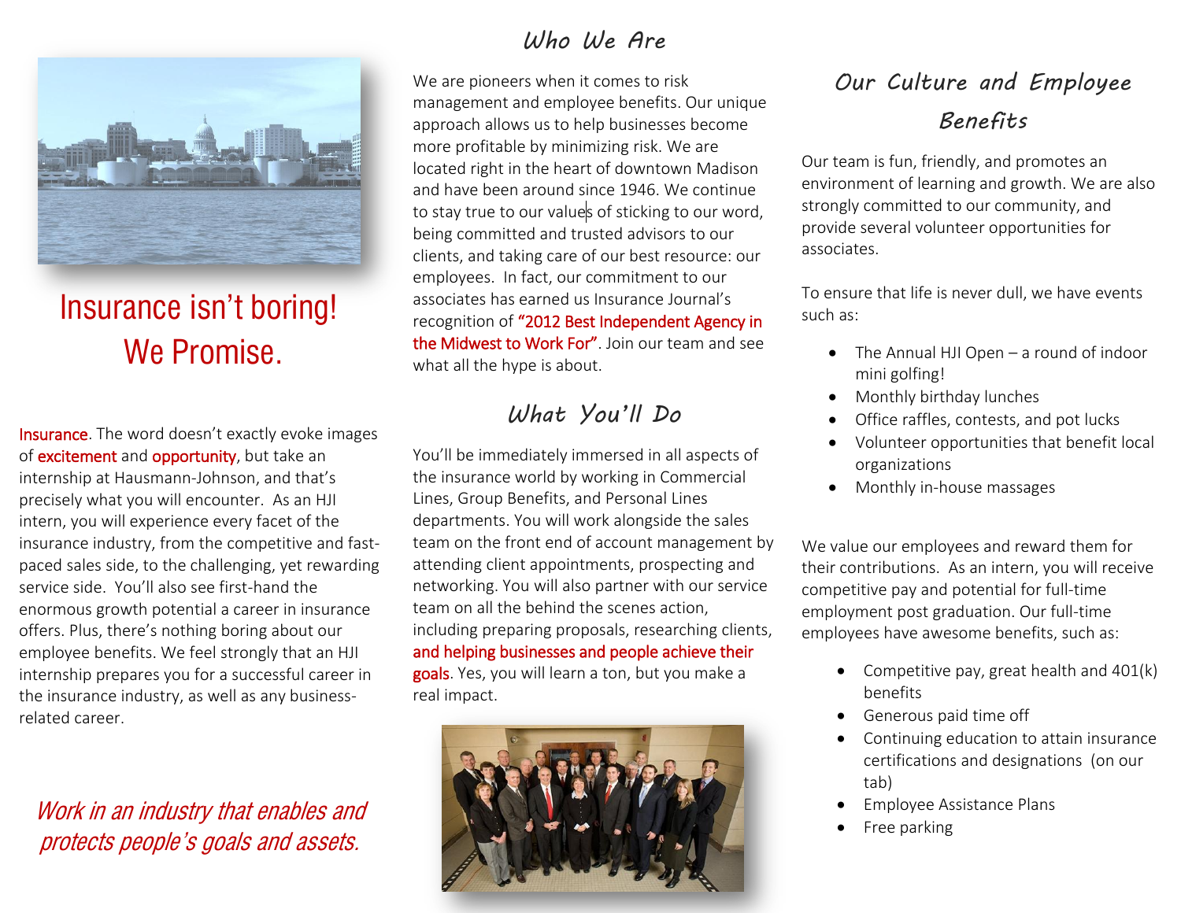# Insurance isn't boring! We Promise.

Insurance. The word doesn't exactly evoke images of excitement and opportunity, but take an internship at Hausmann-Johnson, and that's precisely what you will encounter. As an HJI intern, you will experience every facet of the insurance industry, from the competitive and fast-paced sales side, to the challenging, yet rewarding service side. You'll also see first-hand the enormous growth potential a career in insurance offers. Plus, there's nothing boring about our employee benefits. We feel strongly that an HJI internship prepares you for a successful career in the insurance industry, as well as any business-related career.

*Work in an industry that enables and protects people's goals and assets.*

## Who We Are

We are pioneers when it comes to risk management and employee benefits. Our unique approach allows us to help businesses become more profitable by minimizing risk. We are located right in the heart of downtown Madison and have been around since 1946. We continue to stay true to our values of sticking to our word, being committed and trusted advisors to our clients, and taking care of our best resource: our employees. In fact, our commitment to our associates has earned us Insurance Journal's recognition of "2012 Best Independent Agency in the Midwest to Work For". Join our team and see what all the hype is about.

## What You'll Do

You'll be immediately immersed in all aspects of the insurance world by working in Commercial Lines, Group Benefits, and Personal Lines departments. You will work alongside the sales team on the front end of account management by attending client appointments, prospecting and networking. You will also partner with our service team on all the behind the scenes action, including preparing proposals, researching clients, and helping businesses and people achieve their goals. Yes, you will learn a ton, but you make a real impact.

## Our Culture and Employee Benefits

Our team is fun, friendly, and promotes an environment of learning and growth. We are also strongly committed to our community, and provide several volunteer opportunities for associates.

To ensure that life is never dull, we have events such as:

- The Annual HJI Open – a round of indoor mini golfing!
- Monthly birthday lunches
- Office raffles, contests, and pot lucks
- Volunteer opportunities that benefit local organizations
- Monthly in-house massages

We value our employees and reward them for their contributions. As an intern, you will receive competitive pay and potential for full-time employment post graduation. Our full-time employees have awesome benefits, such as:

- Competitive pay, great health and 401(k) benefits
- Generous paid time off
- Continuing education to attain insurance certifications and designations (on our tab)
- Employee Assistance Plans
- Free parking